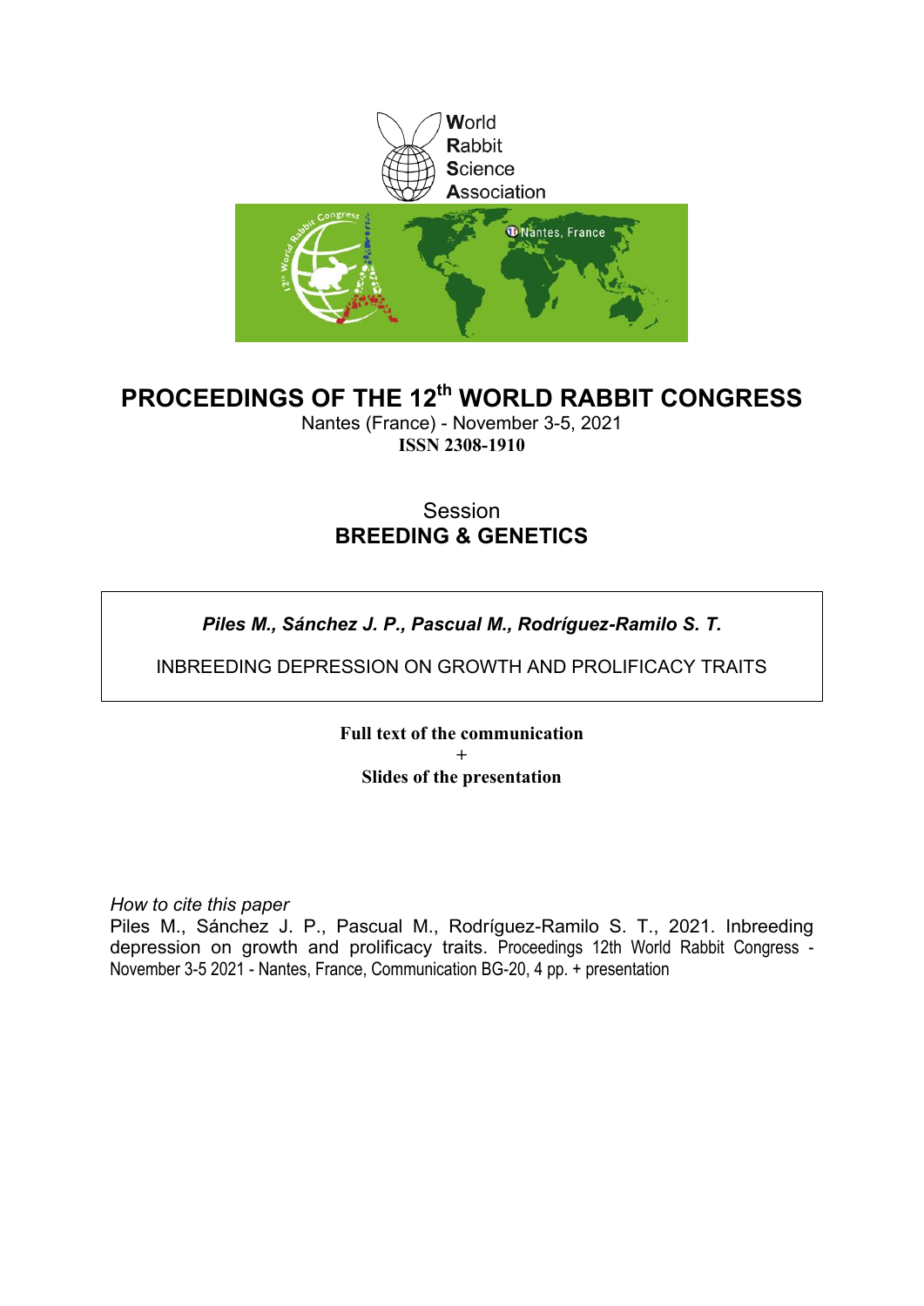World
Rabbit
Science
Association

# PROCEEDINGS OF THE 12th WORLD RABBIT CONGRESS

Nantes (France) - November 3-5, 2021

**ISSN 2308-1910**

Session
**BREEDING & GENETICS**

***Piles M., Sánchez J. P., Pascual M., Rodríguez-Ramilo S. T.***

INBREEDING DEPRESSION ON GROWTH AND PROLIFICACY TRAITS

**Full text of the communication**
**+**
**Slides of the presentation**

*How to cite this paper*
Piles M., Sánchez J. P., Pascual M., Rodríguez-Ramilo S. T., 2021. Inbreeding depression on growth and prolificacy traits. Proceedings 12th World Rabbit Congress - November 3-5 2021 - Nantes, France, Communication BG-20, 4 pp. + presentation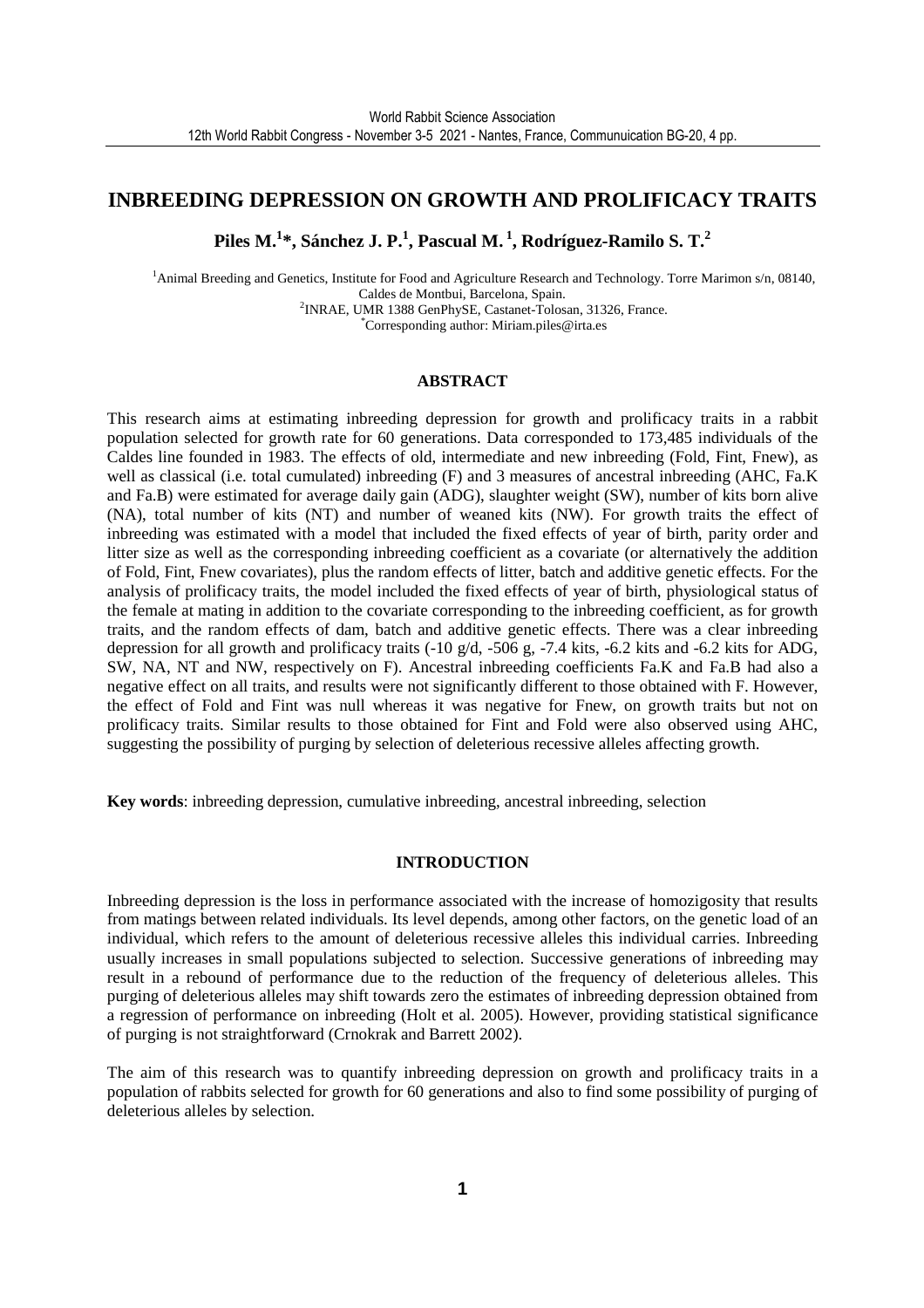# INBREEDING DEPRESSION ON GROWTH AND PROLIFICACY TRAITS

**Piles M.[1]*, Sánchez J. P.[1], Pascual M. [1], Rodríguez-Ramilo S. T.[2]**

[1]Animal Breeding and Genetics, Institute for Food and Agriculture Research and Technology. Torre Marimon s/n, 08140, Caldes de Montbui, Barcelona, Spain.
[2]INRAE, UMR 1388 GenPhySE, Castanet-Tolosan, 31326, France.
*Corresponding author: Miriam.piles@irta.es

## ABSTRACT

This research aims at estimating inbreeding depression for growth and prolificacy traits in a rabbit population selected for growth rate for 60 generations. Data corresponded to 173,485 individuals of the Caldes line founded in 1983. The effects of old, intermediate and new inbreeding (Fold, Fint, Fnew), as well as classical (i.e. total cumulated) inbreeding (F) and 3 measures of ancestral inbreeding (AHC, Fa.K and Fa.B) were estimated for average daily gain (ADG), slaughter weight (SW), number of kits born alive (NA), total number of kits (NT) and number of weaned kits (NW). For growth traits the effect of inbreeding was estimated with a model that included the fixed effects of year of birth, parity order and litter size as well as the corresponding inbreeding coefficient as a covariate (or alternatively the addition of Fold, Fint, Fnew covariates), plus the random effects of litter, batch and additive genetic effects. For the analysis of prolificacy traits, the model included the fixed effects of year of birth, physiological status of the female at mating in addition to the covariate corresponding to the inbreeding coefficient, as for growth traits, and the random effects of dam, batch and additive genetic effects. There was a clear inbreeding depression for all growth and prolificacy traits (-10 g/d, -506 g, -7.4 kits, -6.2 kits and -6.2 kits for ADG, SW, NA, NT and NW, respectively on F). Ancestral inbreeding coefficients Fa.K and Fa.B had also a negative effect on all traits, and results were not significantly different to those obtained with F. However, the effect of Fold and Fint was null whereas it was negative for Fnew, on growth traits but not on prolificacy traits. Similar results to those obtained for Fint and Fold were also observed using AHC, suggesting the possibility of purging by selection of deleterious recessive alleles affecting growth.

**Key words**: inbreeding depression, cumulative inbreeding, ancestral inbreeding, selection

## INTRODUCTION

Inbreeding depression is the loss in performance associated with the increase of homozigosity that results from matings between related individuals. Its level depends, among other factors, on the genetic load of an individual, which refers to the amount of deleterious recessive alleles this individual carries. Inbreeding usually increases in small populations subjected to selection. Successive generations of inbreeding may result in a rebound of performance due to the reduction of the frequency of deleterious alleles. This purging of deleterious alleles may shift towards zero the estimates of inbreeding depression obtained from a regression of performance on inbreeding (Holt et al. 2005). However, providing statistical significance of purging is not straightforward (Crnokrak and Barrett 2002).

The aim of this research was to quantify inbreeding depression on growth and prolificacy traits in a population of rabbits selected for growth for 60 generations and also to find some possibility of purging of deleterious alleles by selection.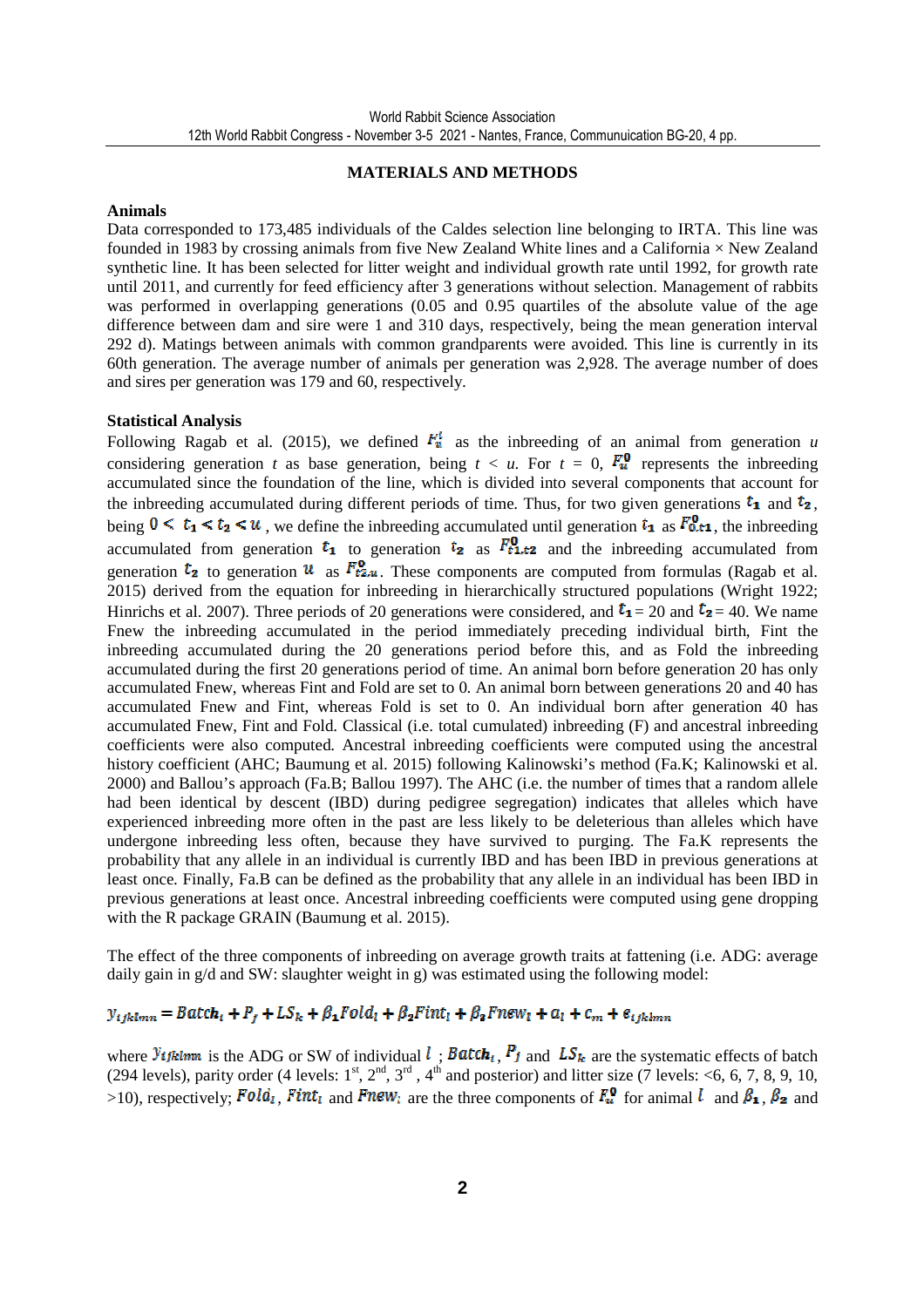## MATERIALS AND METHODS

### Animals

Data corresponded to 173,485 individuals of the Caldes selection line belonging to IRTA. This line was founded in 1983 by crossing animals from five New Zealand White lines and a California × New Zealand synthetic line. It has been selected for litter weight and individual growth rate until 1992, for growth rate until 2011, and currently for feed efficiency after 3 generations without selection. Management of rabbits was performed in overlapping generations (0.05 and 0.95 quartiles of the absolute value of the age difference between dam and sire were 1 and 310 days, respectively, being the mean generation interval 292 d). Matings between animals with common grandparents were avoided. This line is currently in its 60th generation. The average number of animals per generation was 2,928. The average number of does and sires per generation was 179 and 60, respectively.

### Statistical Analysis

Following Ragab et al. (2015), we defined $F_u^t$ as the inbreeding of an animal from generation *u* considering generation *t* as base generation, being $t < u$. For $t = 0$, $F_u^0$ represents the inbreeding accumulated since the foundation of the line, which is divided into several components that account for the inbreeding accumulated during different periods of time. Thus, for two given generations $t_1$ and $t_2$, being $0 < t_1 < t_2 < u$, we define the inbreeding accumulated until generation $t_1$ as $F_{0,t1}^0$, the inbreeding accumulated from generation $t_1$ to generation $t_2$ as $F_{t1,t2}^0$ and the inbreeding accumulated from generation $t_2$ to generation $u$ as $F_{t2,u}^0$. These components are computed from formulas (Ragab et al. 2015) derived from the equation for inbreeding in hierarchically structured populations (Wright 1922; Hinrichs et al. 2007). Three periods of 20 generations were considered, and $t_1 = 20$ and $t_2 = 40$. We name Fnew the inbreeding accumulated in the period immediately preceding individual birth, Fint the inbreeding accumulated during the 20 generations period before this, and as Fold the inbreeding accumulated during the first 20 generations period of time. An animal born before generation 20 has only accumulated Fnew, whereas Fint and Fold are set to 0. An animal born between generations 20 and 40 has accumulated Fnew and Fint, whereas Fold is set to 0. An individual born after generation 40 has accumulated Fnew, Fint and Fold. Classical (i.e. total cumulated) inbreeding (F) and ancestral inbreeding coefficients were also computed. Ancestral inbreeding coefficients were computed using the ancestral history coefficient (AHC; Baumung et al. 2015) following Kalinowski's method (Fa.K; Kalinowski et al. 2000) and Ballou's approach (Fa.B; Ballou 1997). The AHC (i.e. the number of times that a random allele had been identical by descent (IBD) during pedigree segregation) indicates that alleles which have experienced inbreeding more often in the past are less likely to be deleterious than alleles which have undergone inbreeding less often, because they have survived to purging. The Fa.K represents the probability that any allele in an individual is currently IBD and has been IBD in previous generations at least once. Finally, Fa.B can be defined as the probability that any allele in an individual has been IBD in previous generations at least once. Ancestral inbreeding coefficients were computed using gene dropping with the R package GRAIN (Baumung et al. 2015).

The effect of the three components of inbreeding on average growth traits at fattening (i.e. ADG: average daily gain in g/d and SW: slaughter weight in g) was estimated using the following model:

$$y_{ijklmn} = Batch_i + P_j + LS_k + \beta_1 Fold_l + \beta_2 Fint_l + \beta_3 Fnew_l + a_l + c_m + e_{ijklmn}$$

where $y_{ijklmn}$ is the ADG or SW of individual $l$; $Batch_i$, $P_j$ and $LS_k$ are the systematic effects of batch (294 levels), parity order (4 levels: 1st, 2nd, 3rd, 4th and posterior) and litter size (7 levels: <6, 6, 7, 8, 9, 10, >10), respectively; $Fold_l$, $Fint_l$ and $Fnew_l$ are the three components of $F_u^0$ for animal $l$ and $\beta_1$, $\beta_2$ and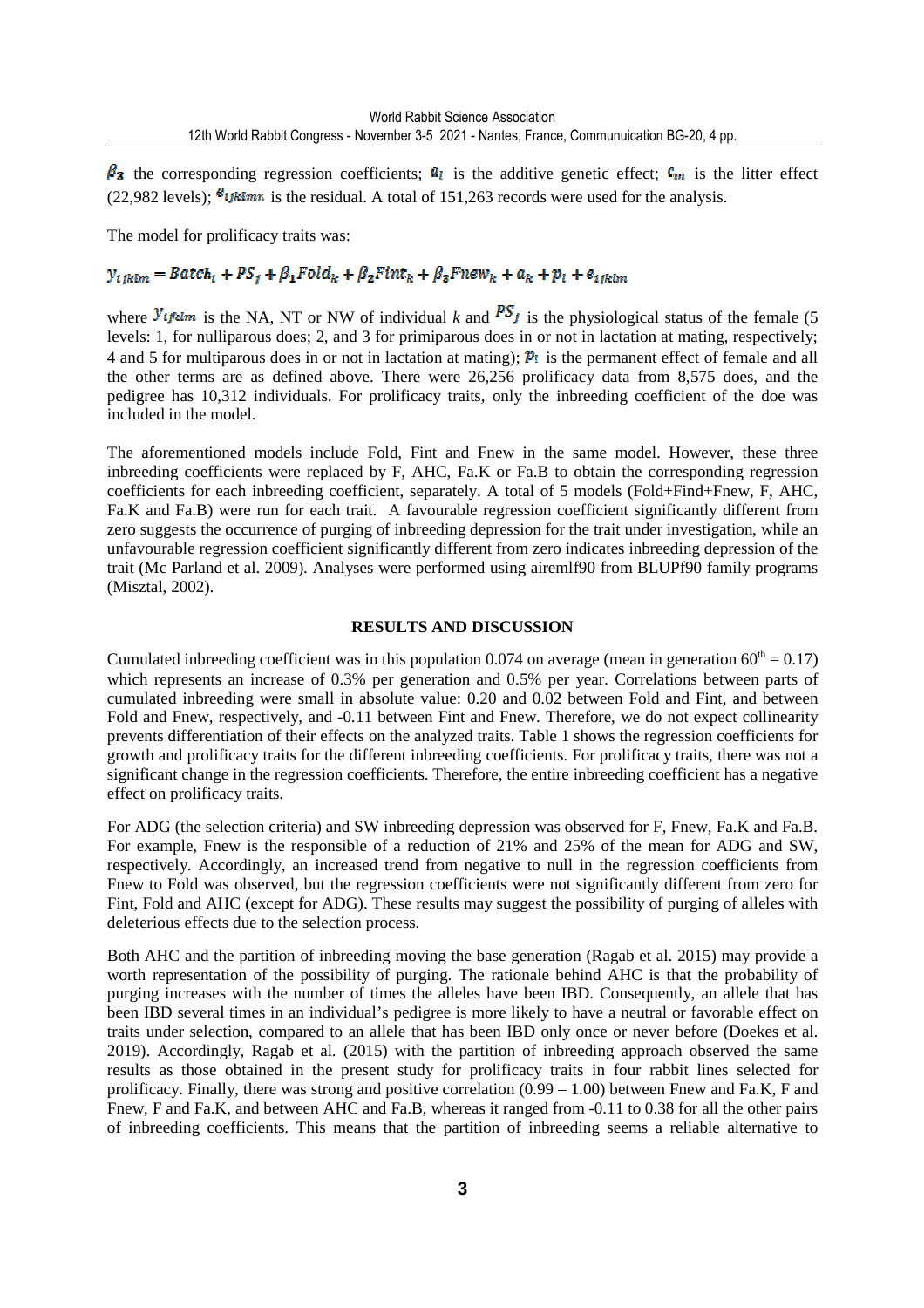$\beta_3$ the corresponding regression coefficients; $a_l$ is the additive genetic effect; $c_m$ is the litter effect (22,982 levels); $e_{ijklmn}$ is the residual. A total of 151,263 records were used for the analysis.

The model for prolificacy traits was:

$$y_{ijklm} = Batch_i + PS_j + \beta_1 Fold_k + \beta_2 Fint_k + \beta_3 Fnew_k + a_k + p_l + e_{ijklm}$$

where $y_{ijklm}$ is the NA, NT or NW of individual $k$ and $PS_j$ is the physiological status of the female (5 levels: 1, for nulliparous does; 2, and 3 for primiparous does in or not in lactation at mating, respectively; 4 and 5 for multiparous does in or not in lactation at mating); $p_l$ is the permanent effect of female and all the other terms are as defined above. There were 26,256 prolificacy data from 8,575 does, and the pedigree has 10,312 individuals. For prolificacy traits, only the inbreeding coefficient of the doe was included in the model.

The aforementioned models include Fold, Fint and Fnew in the same model. However, these three inbreeding coefficients were replaced by F, AHC, Fa.K or Fa.B to obtain the corresponding regression coefficients for each inbreeding coefficient, separately. A total of 5 models (Fold+Find+Fnew, F, AHC, Fa.K and Fa.B) were run for each trait. A favourable regression coefficient significantly different from zero suggests the occurrence of purging of inbreeding depression for the trait under investigation, while an unfavourable regression coefficient significantly different from zero indicates inbreeding depression of the trait (Mc Parland et al. 2009). Analyses were performed using airemlf90 from BLUPf90 family programs (Misztal, 2002).

## RESULTS AND DISCUSSION

Cumulated inbreeding coefficient was in this population 0.074 on average (mean in generation $60^{th} = 0.17$) which represents an increase of 0.3% per generation and 0.5% per year. Correlations between parts of cumulated inbreeding were small in absolute value: 0.20 and 0.02 between Fold and Fint, and between Fold and Fnew, respectively, and -0.11 between Fint and Fnew. Therefore, we do not expect collinearity prevents differentiation of their effects on the analyzed traits. Table 1 shows the regression coefficients for growth and prolificacy traits for the different inbreeding coefficients. For prolificacy traits, there was not a significant change in the regression coefficients. Therefore, the entire inbreeding coefficient has a negative effect on prolificacy traits.

For ADG (the selection criteria) and SW inbreeding depression was observed for F, Fnew, Fa.K and Fa.B. For example, Fnew is the responsible of a reduction of 21% and 25% of the mean for ADG and SW, respectively. Accordingly, an increased trend from negative to null in the regression coefficients from Fnew to Fold was observed, but the regression coefficients were not significantly different from zero for Fint, Fold and AHC (except for ADG). These results may suggest the possibility of purging of alleles with deleterious effects due to the selection process.

Both AHC and the partition of inbreeding moving the base generation (Ragab et al. 2015) may provide a worth representation of the possibility of purging. The rationale behind AHC is that the probability of purging increases with the number of times the alleles have been IBD. Consequently, an allele that has been IBD several times in an individual's pedigree is more likely to have a neutral or favorable effect on traits under selection, compared to an allele that has been IBD only once or never before (Doekes et al. 2019). Accordingly, Ragab et al. (2015) with the partition of inbreeding approach observed the same results as those obtained in the present study for prolificacy traits in four rabbit lines selected for prolificacy. Finally, there was strong and positive correlation (0.99 – 1.00) between Fnew and Fa.K, F and Fnew, F and Fa.K, and between AHC and Fa.B, whereas it ranged from -0.11 to 0.38 for all the other pairs of inbreeding coefficients. This means that the partition of inbreeding seems a reliable alternative to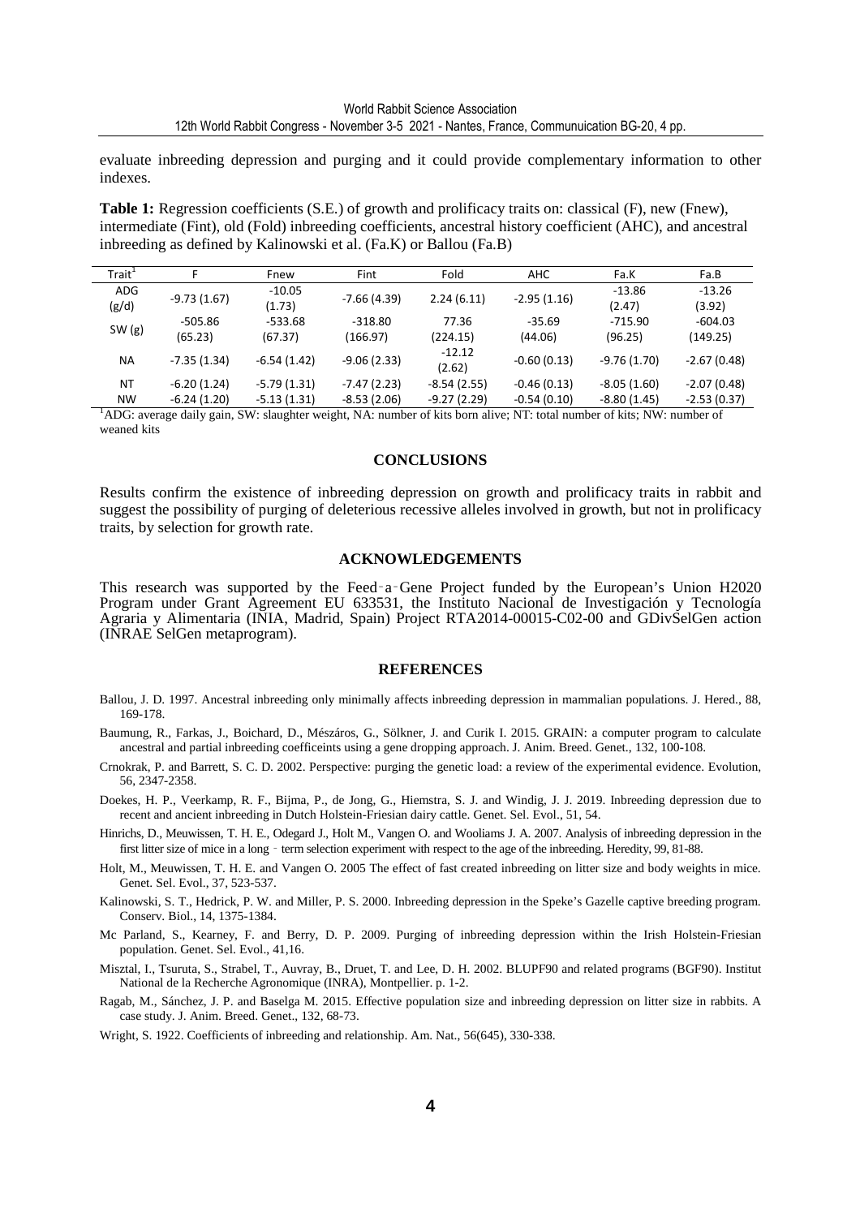evaluate inbreeding depression and purging and it could provide complementary information to other indexes.

**Table 1:** Regression coefficients (S.E.) of growth and prolificacy traits on: classical (F), new (Fnew), intermediate (Fint), old (Fold) inbreeding coefficients, ancestral history coefficient (AHC), and ancestral inbreeding as defined by Kalinowski et al. (Fa.K) or Ballou (Fa.B)

| Trait[1] | F | Fnew | Fint | Fold | AHC | Fa.K | Fa.B |
|---|---|---|---|---|---|---|---|
| ADG (g/d) | -9.73 (1.67) | -10.05 (1.73) | -7.66 (4.39) | 2.24 (6.11) | -2.95 (1.16) | -13.86 (2.47) | -13.26 (3.92) |
| SW (g) | -505.86 (65.23) | -533.68 (67.37) | -318.80 (166.97) | 77.36 (224.15) | -35.69 (44.06) | -715.90 (96.25) | -604.03 (149.25) |
| NA | -7.35 (1.34) | -6.54 (1.42) | -9.06 (2.33) | -12.12 (2.62) | -0.60 (0.13) | -9.76 (1.70) | -2.67 (0.48) |
| NT | -6.20 (1.24) | -5.79 (1.31) | -7.47 (2.23) | -8.54 (2.55) | -0.46 (0.13) | -8.05 (1.60) | -2.07 (0.48) |
| NW | -6.24 (1.20) | -5.13 (1.31) | -8.53 (2.06) | -9.27 (2.29) | -0.54 (0.10) | -8.80 (1.45) | -2.53 (0.37) |

[1]ADG: average daily gain, SW: slaughter weight, NA: number of kits born alive; NT: total number of kits; NW: number of weaned kits

## CONCLUSIONS

Results confirm the existence of inbreeding depression on growth and prolificacy traits in rabbit and suggest the possibility of purging of deleterious recessive alleles involved in growth, but not in prolificacy traits, by selection for growth rate.

## ACKNOWLEDGEMENTS

This research was supported by the Feed‑a‑Gene Project funded by the European's Union H2020 Program under Grant Agreement EU 633531, the Instituto Nacional de Investigación y Tecnología Agraria y Alimentaria (INIA, Madrid, Spain) Project RTA2014-00015-C02-00 and GDivSelGen action (INRAE SelGen metaprogram).

## REFERENCES

Ballou, J. D. 1997. Ancestral inbreeding only minimally affects inbreeding depression in mammalian populations. J. Hered., 88, 169-178.

Baumung, R., Farkas, J., Boichard, D., Mészáros, G., Sölkner, J. and Curik I. 2015. GRAIN: a computer program to calculate ancestral and partial inbreeding coefficeints using a gene dropping approach. J. Anim. Breed. Genet., 132, 100-108.

Crnokrak, P. and Barrett, S. C. D. 2002. Perspective: purging the genetic load: a review of the experimental evidence. Evolution, 56, 2347-2358.

Doekes, H. P., Veerkamp, R. F., Bijma, P., de Jong, G., Hiemstra, S. J. and Windig, J. J. 2019. Inbreeding depression due to recent and ancient inbreeding in Dutch Holstein-Friesian dairy cattle. Genet. Sel. Evol., 51, 54.

Hinrichs, D., Meuwissen, T. H. E., Odegard J., Holt M., Vangen O. and Wooliams J. A. 2007. Analysis of inbreeding depression in the first litter size of mice in a long ‑ term selection experiment with respect to the age of the inbreeding. Heredity, 99, 81-88.

Holt, M., Meuwissen, T. H. E. and Vangen O. 2005 The effect of fast created inbreeding on litter size and body weights in mice. Genet. Sel. Evol., 37, 523-537.

Kalinowski, S. T., Hedrick, P. W. and Miller, P. S. 2000. Inbreeding depression in the Speke's Gazelle captive breeding program. Conserv. Biol., 14, 1375-1384.

Mc Parland, S., Kearney, F. and Berry, D. P. 2009. Purging of inbreeding depression within the Irish Holstein-Friesian population. Genet. Sel. Evol., 41,16.

Misztal, I., Tsuruta, S., Strabel, T., Auvray, B., Druet, T. and Lee, D. H. 2002. BLUPF90 and related programs (BGF90). Institut National de la Recherche Agronomique (INRA), Montpellier. p. 1-2.

Ragab, M., Sánchez, J. P. and Baselga M. 2015. Effective population size and inbreeding depression on litter size in rabbits. A case study. J. Anim. Breed. Genet., 132, 68-73.

Wright, S. 1922. Coefficients of inbreeding and relationship. Am. Nat., 56(645), 330-338.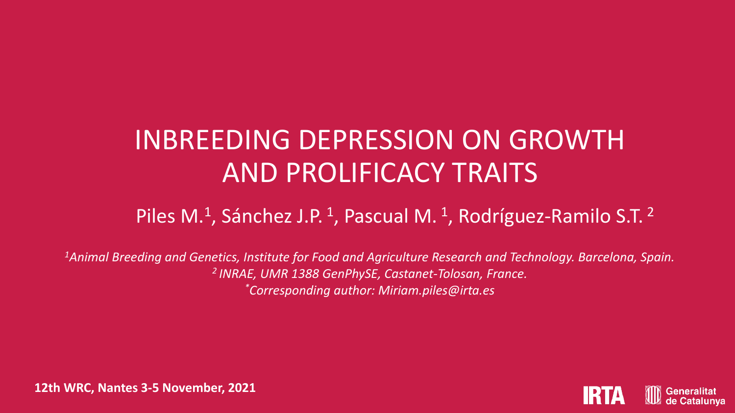# INBREEDING DEPRESSION ON GROWTH AND PROLIFICACY TRAITS

Piles M.[1], Sánchez J.P. [1], Pascual M. [1], Rodríguez-Ramilo S.T. [2]

*[1]Animal Breeding and Genetics, Institute for Food and Agriculture Research and Technology. Barcelona, Spain.*
*[2] INRAE, UMR 1388 GenPhySE, Castanet-Tolosan, France.*
*[*]Corresponding author: Miriam.piles@irta.es*

**12th WRC, Nantes 3-5 November, 2021**

IRTA Generalitat de Catalunya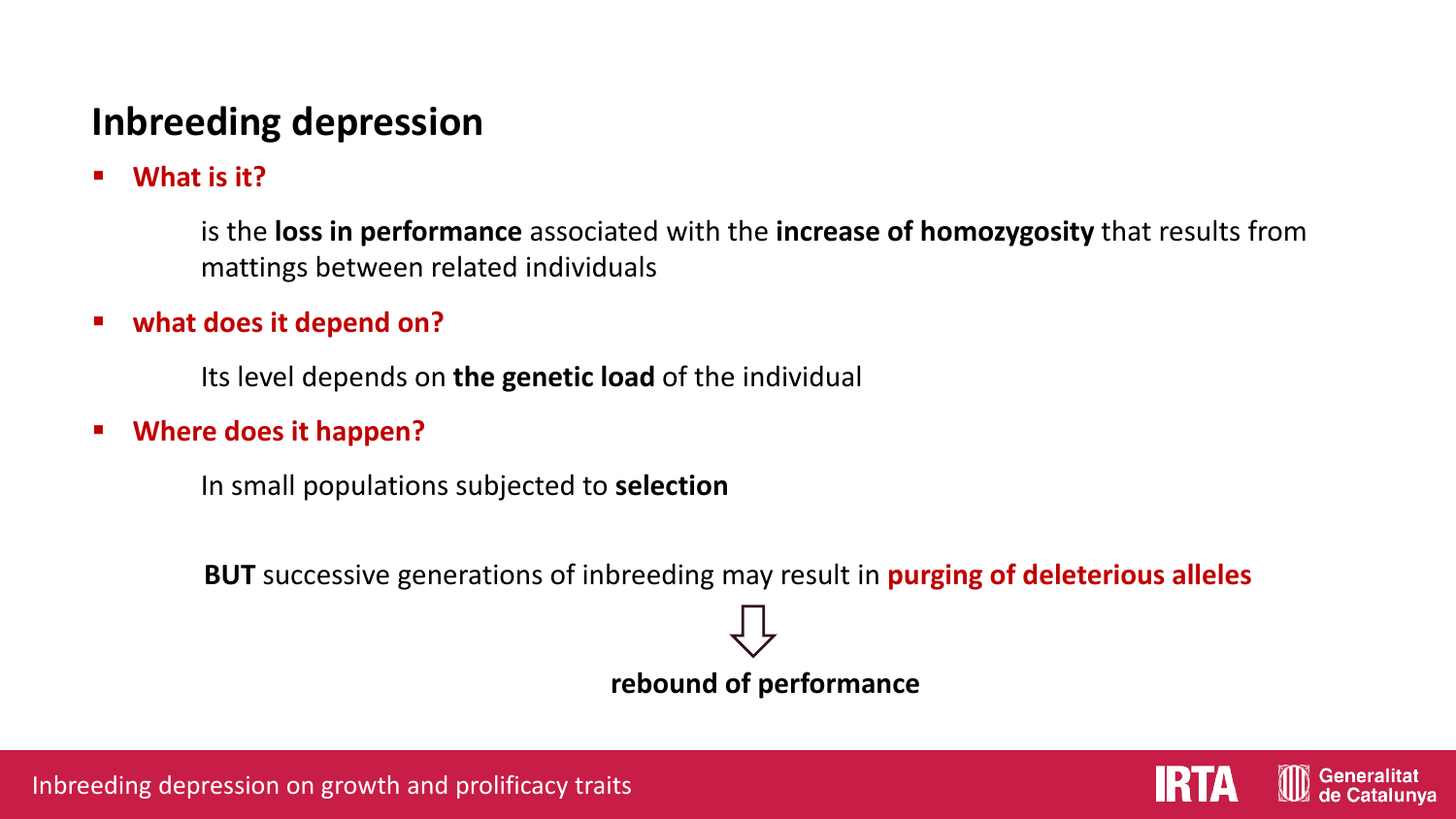## Inbreeding depression

- **What is it?**

  is the **loss in performance** associated with the **increase of homozygosity** that results from mattings between related individuals

- **what does it depend on?**

  Its level depends on **the genetic load** of the individual

- **Where does it happen?**

  In small populations subjected to **selection**

**BUT** successive generations of inbreeding may result in **purging of deleterious alleles**

⇩

**rebound of performance**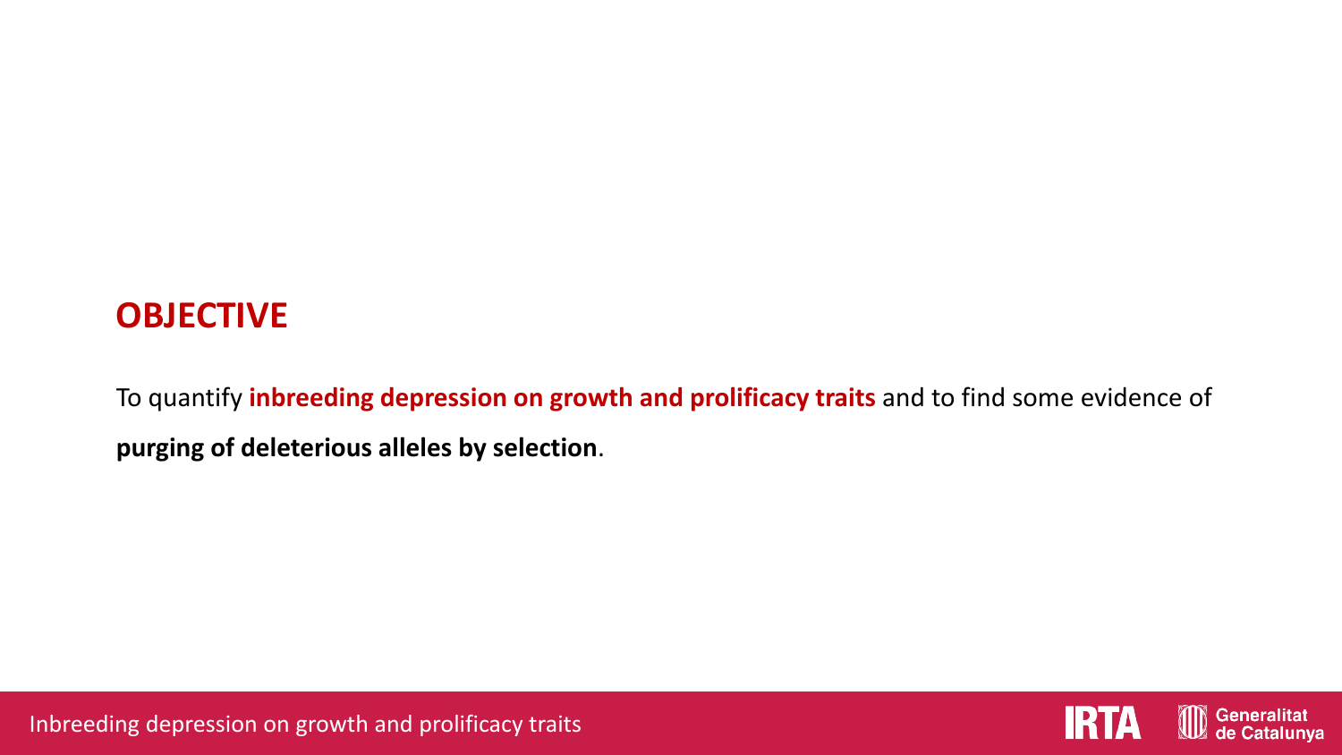## OBJECTIVE

To quantify **inbreeding depression on growth and prolificacy traits** and to find some evidence of **purging of deleterious alleles by selection**.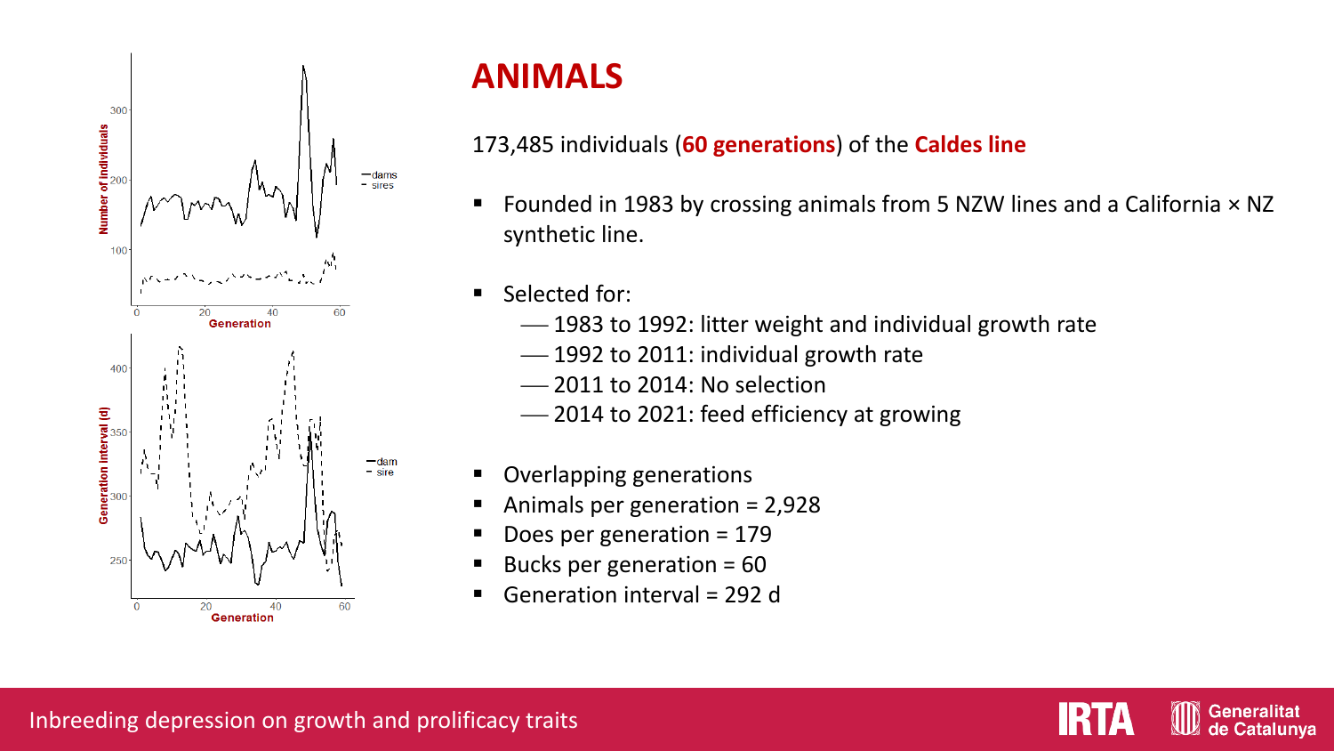# ANIMALS

173,485 individuals (**60 generations**) of the **Caldes line**

- Founded in 1983 by crossing animals from 5 NZW lines and a California × NZ synthetic line.
- Selected for:
  - 1983 to 1992: litter weight and individual growth rate
  - 1992 to 2011: individual growth rate
  - 2011 to 2014: No selection
  - 2014 to 2021: feed efficiency at growing
- Overlapping generations
- Animals per generation = 2,928
- Does per generation = 179
- Bucks per generation = 60
- Generation interval = 292 d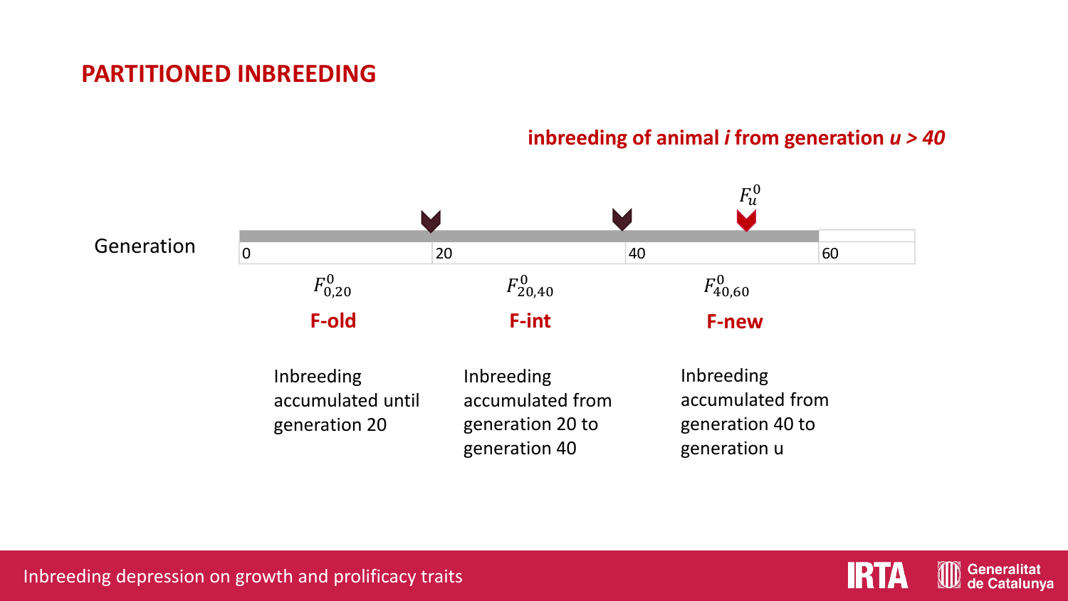# PARTITIONED INBREEDING

**inbreeding of animal *i* from generation *u* > 40**

$F_u^0$

Generation: 0, 20, 40, 60

| $F_{0,20}^0$ | $F_{20,40}^0$ | $F_{40,60}^0$ |
|---|---|---|
| **F-old** | **F-int** | **F-new** |
| Inbreeding accumulated until generation 20 | Inbreeding accumulated from generation 20 to generation 40 | Inbreeding accumulated from generation 40 to generation u |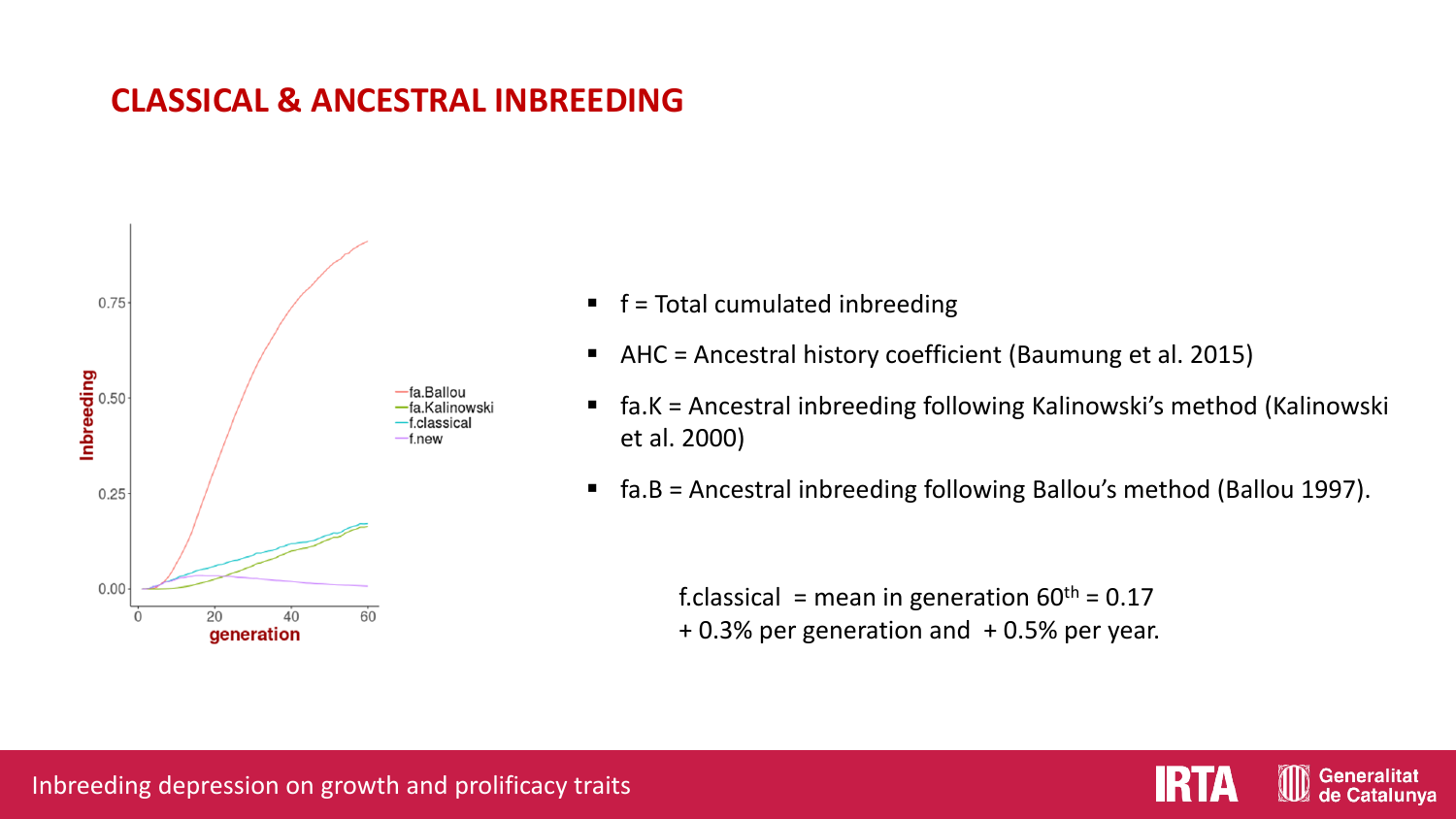# CLASSICAL & ANCESTRAL INBREEDING

- f = Total cumulated inbreeding
- AHC = Ancestral history coefficient (Baumung et al. 2015)
- fa.K = Ancestral inbreeding following Kalinowski's method (Kalinowski et al. 2000)
- fa.B = Ancestral inbreeding following Ballou's method (Ballou 1997).

f.classical = mean in generation 60$^{th}$ = 0.17
+ 0.3% per generation and + 0.5% per year.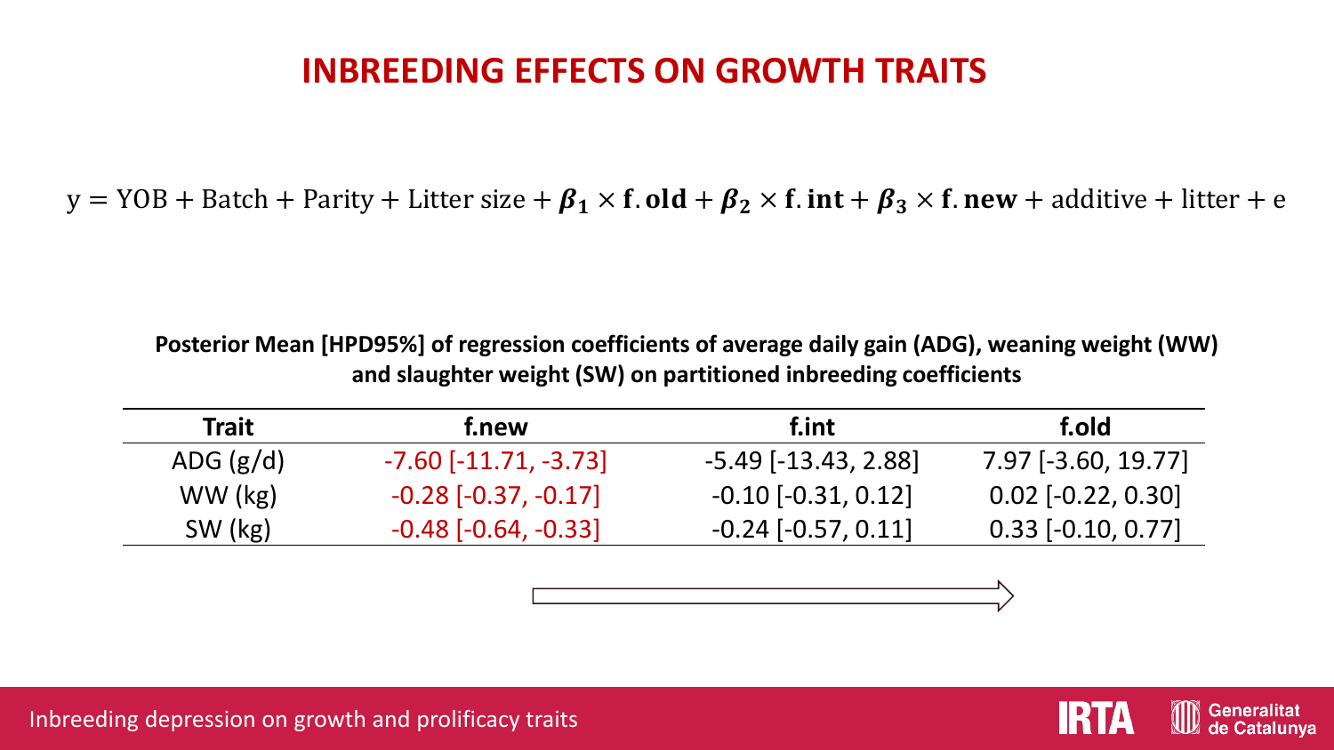# INBREEDING EFFECTS ON GROWTH TRAITS

$$y = \text{YOB} + \text{Batch} + \text{Parity} + \text{Litter size} + \boldsymbol{\beta_1} \times \mathbf{f.old} + \boldsymbol{\beta_2} \times \mathbf{f.int} + \boldsymbol{\beta_3} \times \mathbf{f.new} + \text{additive} + \text{litter} + \text{e}$$

**Posterior Mean [HPD95%] of regression coefficients of average daily gain (ADG), weaning weight (WW) and slaughter weight (SW) on partitioned inbreeding coefficients**

| Trait | f.new | f.int | f.old |
|---|---|---|---|
| ADG (g/d) | -7.60 [-11.71, -3.73] | -5.49 [-13.43, 2.88] | 7.97 [-3.60, 19.77] |
| WW (kg) | -0.28 [-0.37, -0.17] | -0.10 [-0.31, 0.12] | 0.02 [-0.22, 0.30] |
| SW (kg) | -0.48 [-0.64, -0.33] | -0.24 [-0.57, 0.11] | 0.33 [-0.10, 0.77] |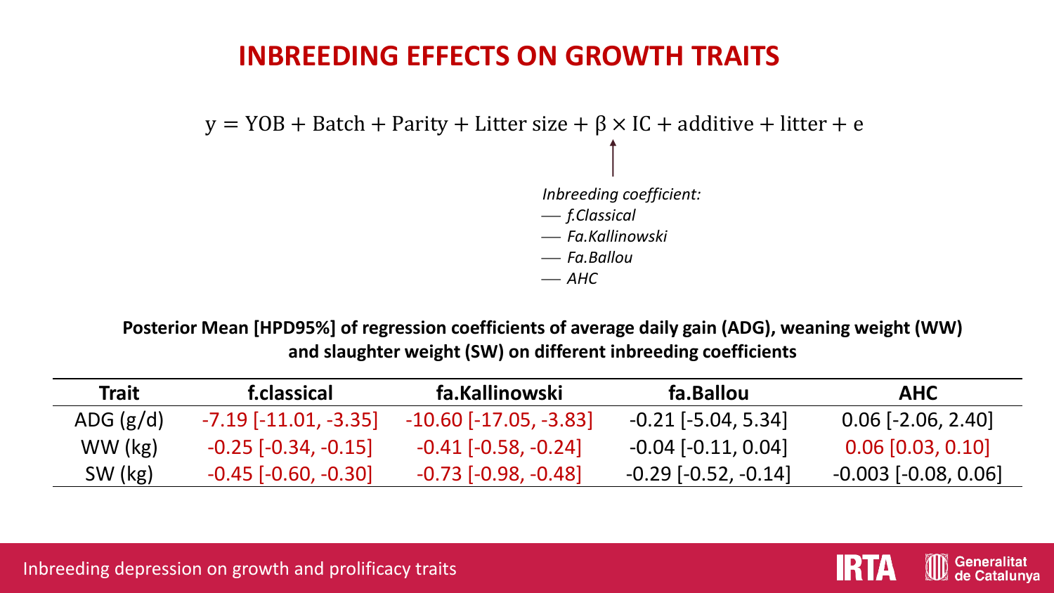# INBREEDING EFFECTS ON GROWTH TRAITS

$$y = \text{YOB} + \text{Batch} + \text{Parity} + \text{Litter size} + \beta \times \text{IC} + \text{additive} + \text{litter} + e$$

*Inbreeding coefficient:*

- *f.Classical*
- *Fa.Kallinowski*
- *Fa.Ballou*
- *AHC*

**Posterior Mean [HPD95%] of regression coefficients of average daily gain (ADG), weaning weight (WW) and slaughter weight (SW) on different inbreeding coefficients**

| Trait | f.classical | fa.Kallinowski | fa.Ballou | AHC |
|---|---|---|---|---|
| ADG (g/d) | -7.19 [-11.01, -3.35] | -10.60 [-17.05, -3.83] | -0.21 [-5.04, 5.34] | 0.06 [-2.06, 2.40] |
| WW (kg) | -0.25 [-0.34, -0.15] | -0.41 [-0.58, -0.24] | -0.04 [-0.11, 0.04] | 0.06 [0.03, 0.10] |
| SW (kg) | -0.45 [-0.60, -0.30] | -0.73 [-0.98, -0.48] | -0.29 [-0.52, -0.14] | -0.003 [-0.08, 0.06] |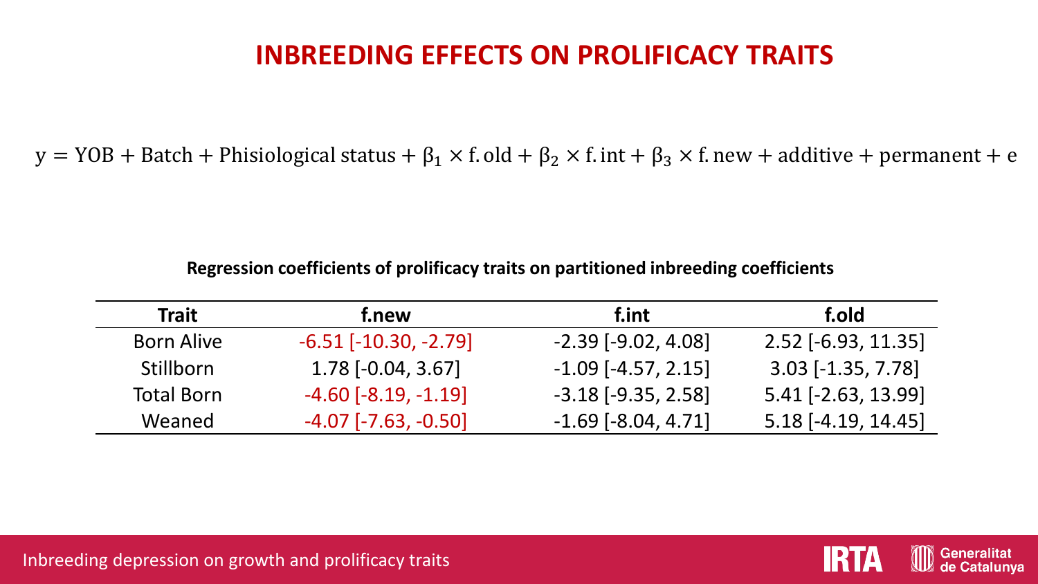# INBREEDING EFFECTS ON PROLIFICACY TRAITS

$$\mathrm{y = YOB + Batch + Phisiological\ status + \beta_1 \times f.old + \beta_2 \times f.int + \beta_3 \times f.new + additive + permanent + e}$$

**Regression coefficients of prolificacy traits on partitioned inbreeding coefficients**

| Trait | f.new | f.int | f.old |
|---|---|---|---|
| Born Alive | -6.51 [-10.30, -2.79] | -2.39 [-9.02, 4.08] | 2.52 [-6.93, 11.35] |
| Stillborn | 1.78 [-0.04, 3.67] | -1.09 [-4.57, 2.15] | 3.03 [-1.35, 7.78] |
| Total Born | -4.60 [-8.19, -1.19] | -3.18 [-9.35, 2.58] | 5.41 [-2.63, 13.99] |
| Weaned | -4.07 [-7.63, -0.50] | -1.69 [-8.04, 4.71] | 5.18 [-4.19, 14.45] |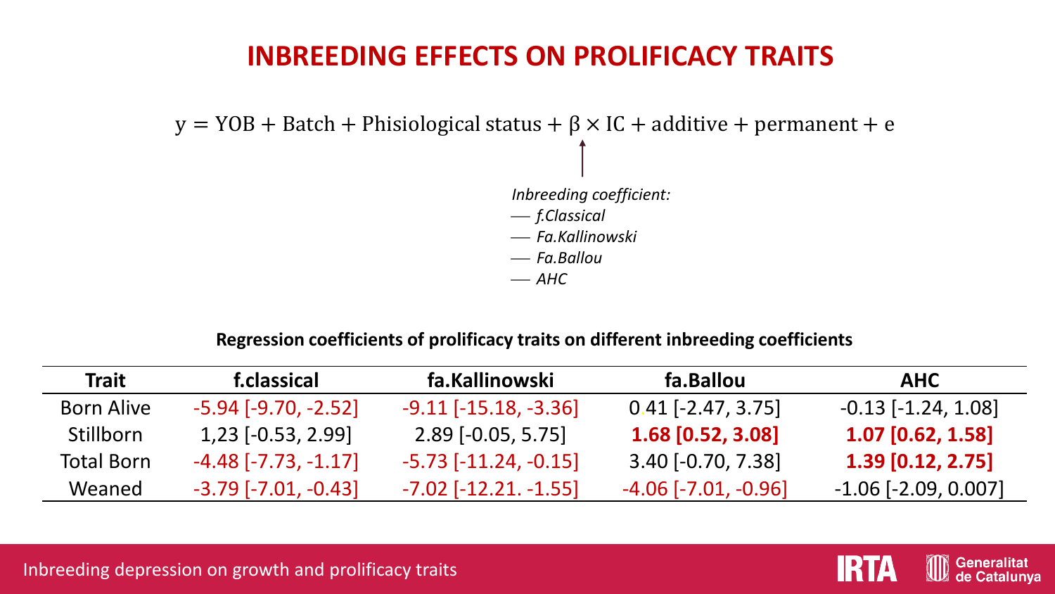# INBREEDING EFFECTS ON PROLIFICACY TRAITS

$$y = \text{YOB} + \text{Batch} + \text{Phisiological status} + \beta \times \text{IC} + \text{additive} + \text{permanent} + e$$

*Inbreeding coefficient:*

- *f.Classical*
- *Fa.Kallinowski*
- *Fa.Ballou*
- *AHC*

**Regression coefficients of prolificacy traits on different inbreeding coefficients**

| Trait | f.classical | fa.Kallinowski | fa.Ballou | AHC |
|---|---|---|---|---|
| Born Alive | -5.94 [-9.70, -2.52] | -9.11 [-15.18, -3.36] | 0.41 [-2.47, 3.75] | -0.13 [-1.24, 1.08] |
| Stillborn | 1,23 [-0.53, 2.99] | 2.89 [-0.05, 5.75] | **1.68 [0.52, 3.08]** | **1.07 [0.62, 1.58]** |
| Total Born | -4.48 [-7.73, -1.17] | -5.73 [-11.24, -0.15] | 3.40 [-0.70, 7.38] | **1.39 [0.12, 2.75]** |
| Weaned | -3.79 [-7.01, -0.43] | -7.02 [-12.21. -1.55] | -4.06 [-7.01, -0.96] | -1.06 [-2.09, 0.007] |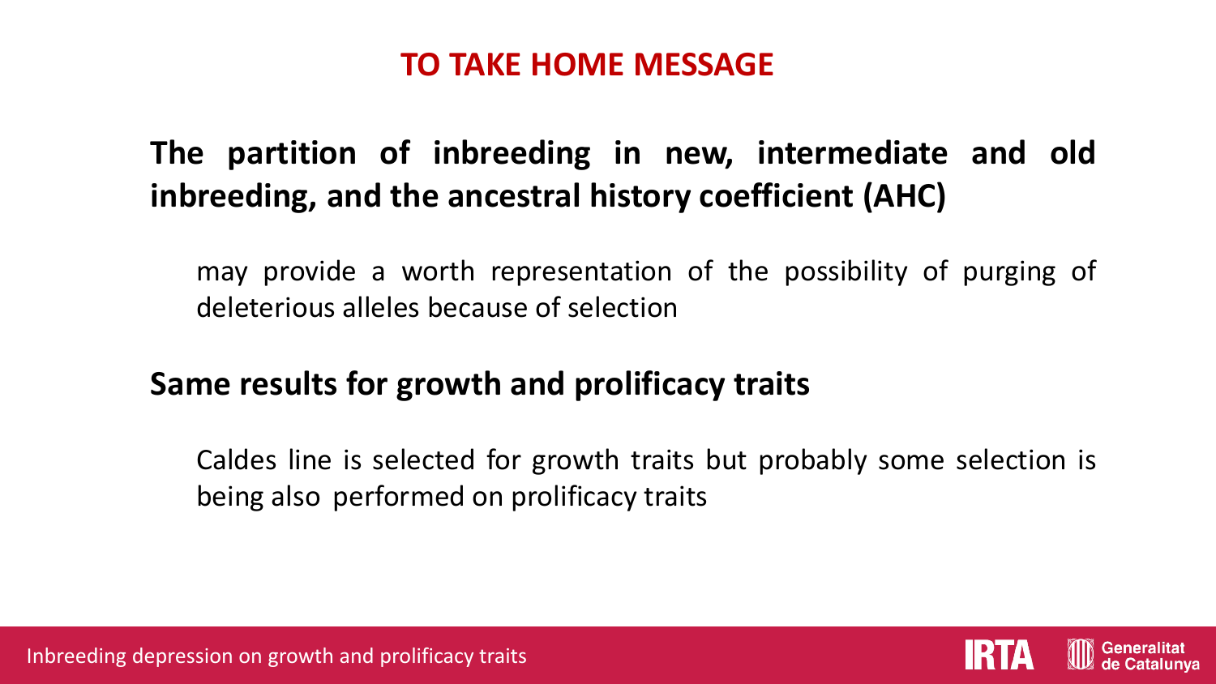# TO TAKE HOME MESSAGE

**The partition of inbreeding in new, intermediate and old inbreeding, and the ancestral history coefficient (AHC)**

may provide a worth representation of the possibility of purging of deleterious alleles because of selection

**Same results for growth and prolificacy traits**

Caldes line is selected for growth traits but probably some selection is being also performed on prolificacy traits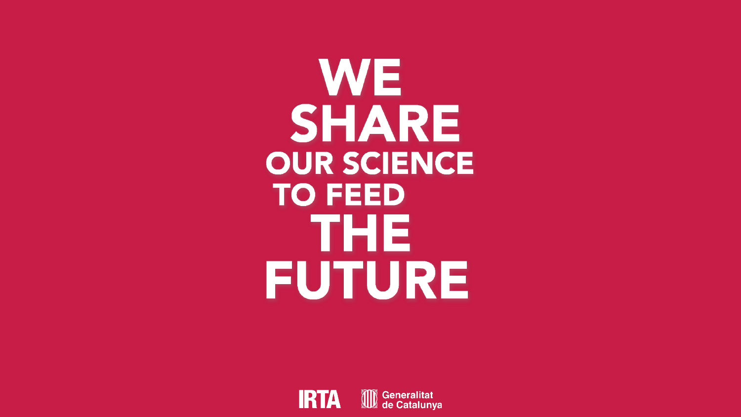# WE SHARE OUR SCIENCE TO FEED THE FUTURE

IRTA Generalitat de Catalunya